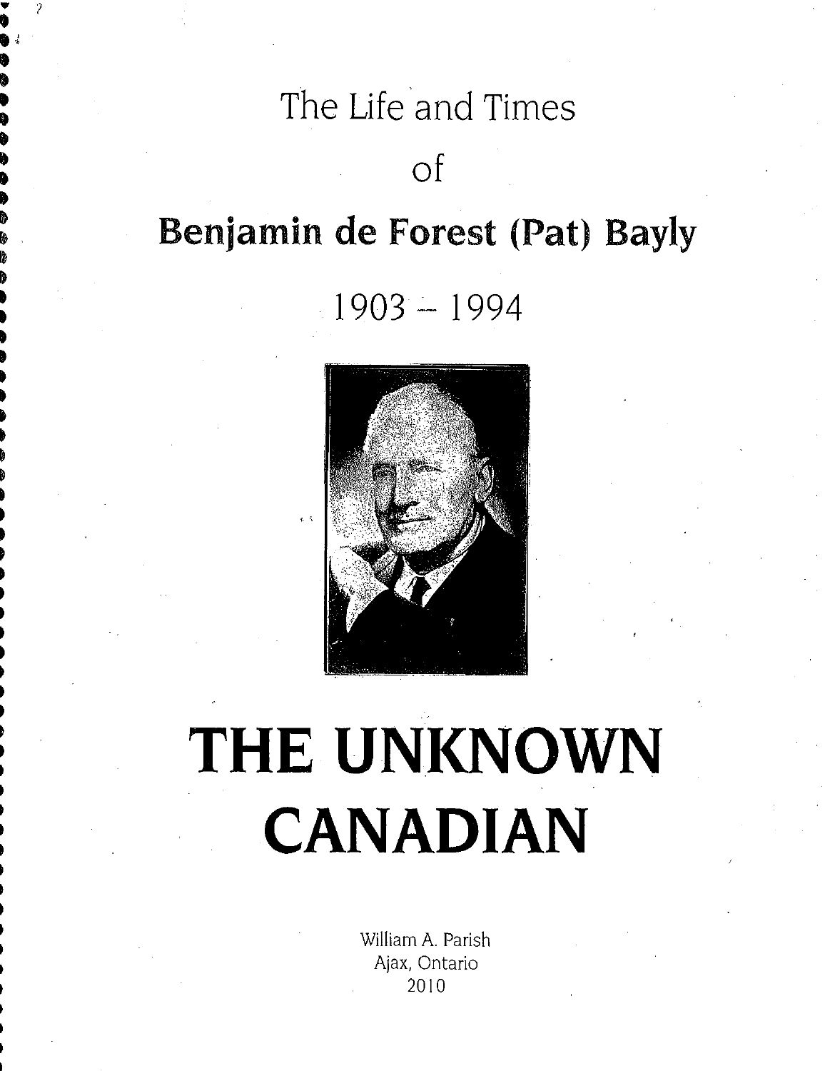# The Life and Times

# of

# Benjamin de Forest (Pat) Bayly

# 1903 – 1994

# THE UNKNOWN CANADIAN

William A. Parish
Ajax, Ontario
2010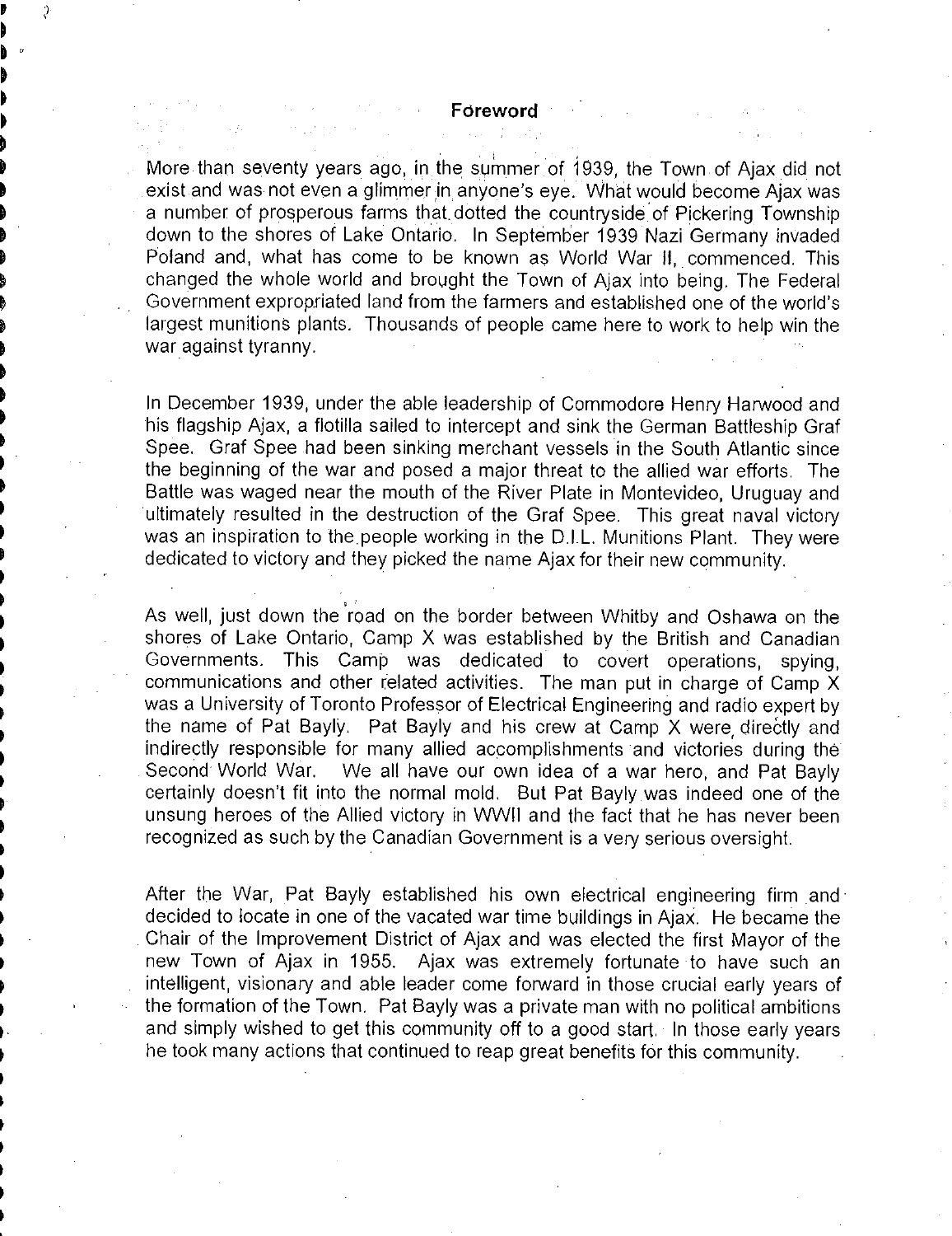## Foreword

More than seventy years ago, in the summer of 1939, the Town of Ajax did not exist and was not even a glimmer in anyone's eye. What would become Ajax was a number of prosperous farms that dotted the countryside of Pickering Township down to the shores of Lake Ontario. In September 1939 Nazi Germany invaded Poland and, what has come to be known as World War II, commenced. This changed the whole world and brought the Town of Ajax into being. The Federal Government expropriated land from the farmers and established one of the world's largest munitions plants. Thousands of people came here to work to help win the war against tyranny.

In December 1939, under the able leadership of Commodore Henry Harwood and his flagship Ajax, a flotilla sailed to intercept and sink the German Battleship Graf Spee. Graf Spee had been sinking merchant vessels in the South Atlantic since the beginning of the war and posed a major threat to the allied war efforts. The Battle was waged near the mouth of the River Plate in Montevideo, Uruguay and ultimately resulted in the destruction of the Graf Spee. This great naval victory was an inspiration to the people working in the D.I.L. Munitions Plant. They were dedicated to victory and they picked the name Ajax for their new community.

As well, just down the road on the border between Whitby and Oshawa on the shores of Lake Ontario, Camp X was established by the British and Canadian Governments. This Camp was dedicated to covert operations, spying, communications and other related activities. The man put in charge of Camp X was a University of Toronto Professor of Electrical Engineering and radio expert by the name of Pat Bayly. Pat Bayly and his crew at Camp X were directly and indirectly responsible for many allied accomplishments and victories during the Second World War. We all have our own idea of a war hero, and Pat Bayly certainly doesn't fit into the normal mold. But Pat Bayly was indeed one of the unsung heroes of the Allied victory in WWII and the fact that he has never been recognized as such by the Canadian Government is a very serious oversight.

After the War, Pat Bayly established his own electrical engineering firm and decided to locate in one of the vacated war time buildings in Ajax. He became the Chair of the Improvement District of Ajax and was elected the first Mayor of the new Town of Ajax in 1955. Ajax was extremely fortunate to have such an intelligent, visionary and able leader come forward in those crucial early years of the formation of the Town. Pat Bayly was a private man with no political ambitions and simply wished to get this community off to a good start. In those early years he took many actions that continued to reap great benefits for this community.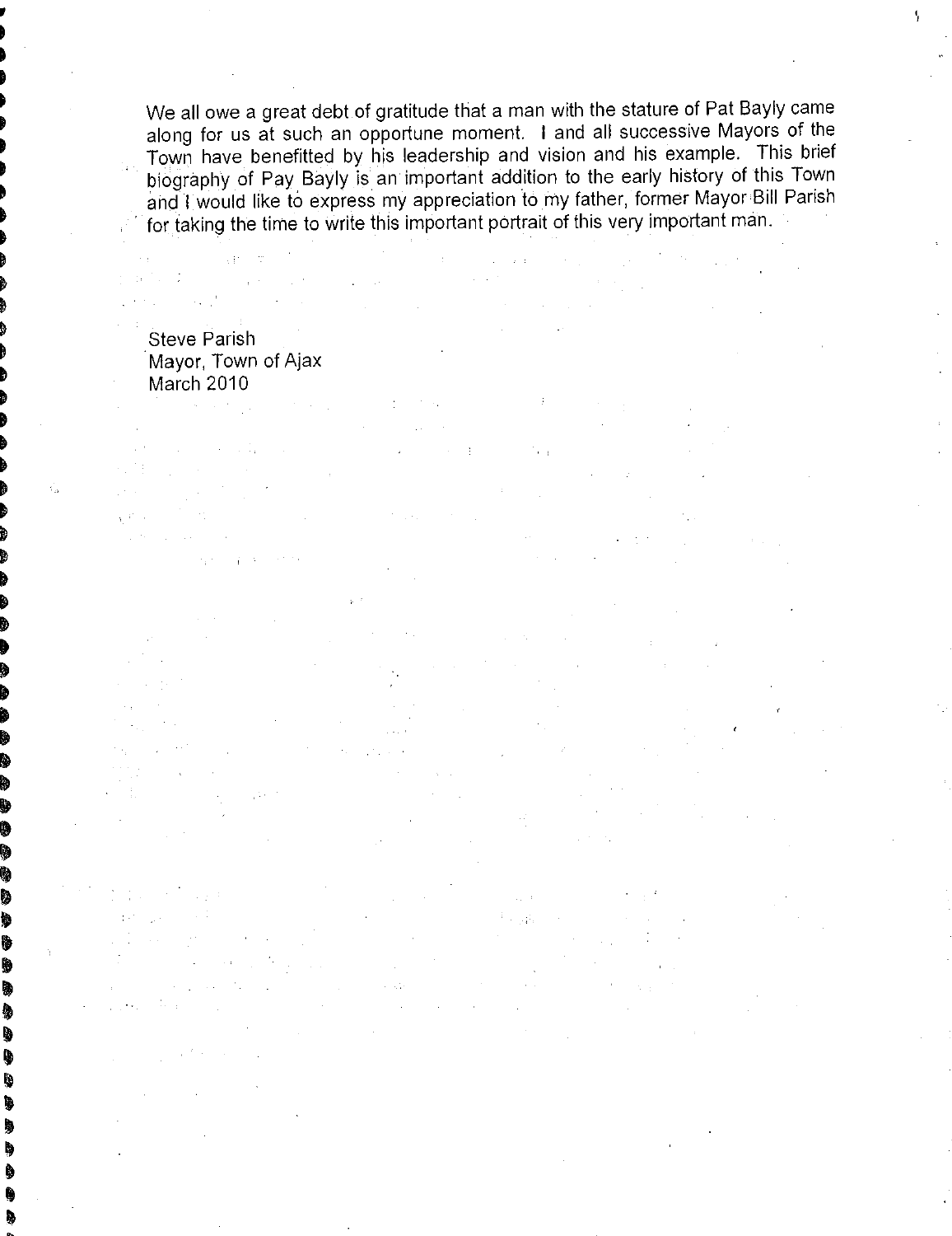We all owe a great debt of gratitude that a man with the stature of Pat Bayly came along for us at such an opportune moment. I and all successive Mayors of the Town have benefitted by his leadership and vision and his example. This brief biography of Pay Bayly is an important addition to the early history of this Town and I would like to express my appreciation to my father, former Mayor Bill Parish for taking the time to write this important portrait of this very important man.

Steve Parish
Mayor, Town of Ajax
March 2010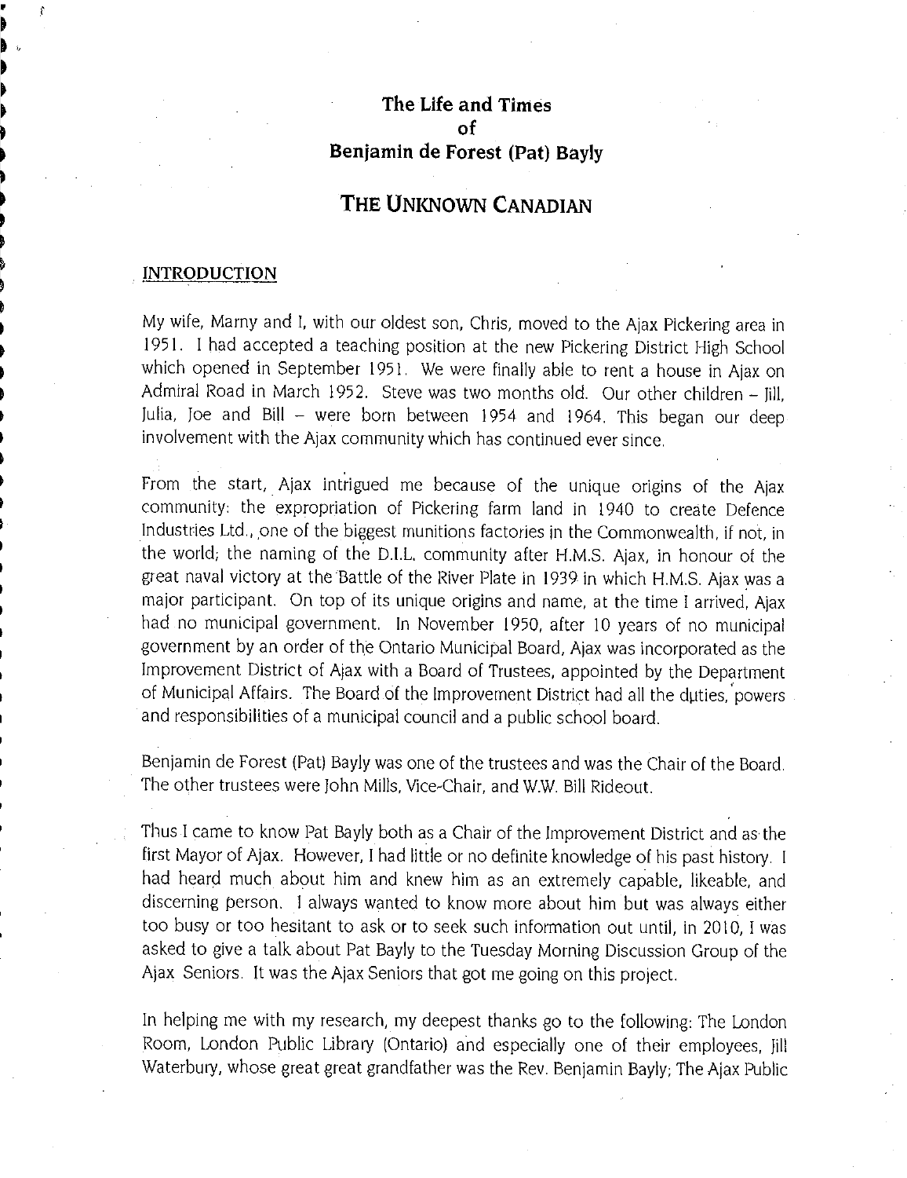# The Life and Times
# of
# Benjamin de Forest (Pat) Bayly

## THE UNKNOWN CANADIAN

### INTRODUCTION

My wife, Marny and I, with our oldest son, Chris, moved to the Ajax Pickering area in 1951. I had accepted a teaching position at the new Pickering District High School which opened in September 1951. We were finally able to rent a house in Ajax on Admiral Road in March 1952. Steve was two months old. Our other children – Jill, Julia, Joe and Bill – were born between 1954 and 1964. This began our deep involvement with the Ajax community which has continued ever since.

From the start, Ajax intrigued me because of the unique origins of the Ajax community: the expropriation of Pickering farm land in 1940 to create Defence Industries Ltd., one of the biggest munitions factories in the Commonwealth, if not, in the world; the naming of the D.I.L. community after H.M.S. Ajax, in honour of the great naval victory at the Battle of the River Plate in 1939 in which H.M.S. Ajax was a major participant. On top of its unique origins and name, at the time I arrived, Ajax had no municipal government. In November 1950, after 10 years of no municipal government by an order of the Ontario Municipal Board, Ajax was incorporated as the Improvement District of Ajax with a Board of Trustees, appointed by the Department of Municipal Affairs. The Board of the Improvement District had all the duties, powers and responsibilities of a municipal council and a public school board.

Benjamin de Forest (Pat) Bayly was one of the trustees and was the Chair of the Board. The other trustees were John Mills, Vice-Chair, and W.W. Bill Rideout.

Thus I came to know Pat Bayly both as a Chair of the Improvement District and as the first Mayor of Ajax. However, I had little or no definite knowledge of his past history. I had heard much about him and knew him as an extremely capable, likeable, and discerning person. I always wanted to know more about him but was always either too busy or too hesitant to ask or to seek such information out until, in 2010, I was asked to give a talk about Pat Bayly to the Tuesday Morning Discussion Group of the Ajax Seniors. It was the Ajax Seniors that got me going on this project.

In helping me with my research, my deepest thanks go to the following: The London Room, London Public Library (Ontario) and especially one of their employees, Jill Waterbury, whose great great grandfather was the Rev. Benjamin Bayly; The Ajax Public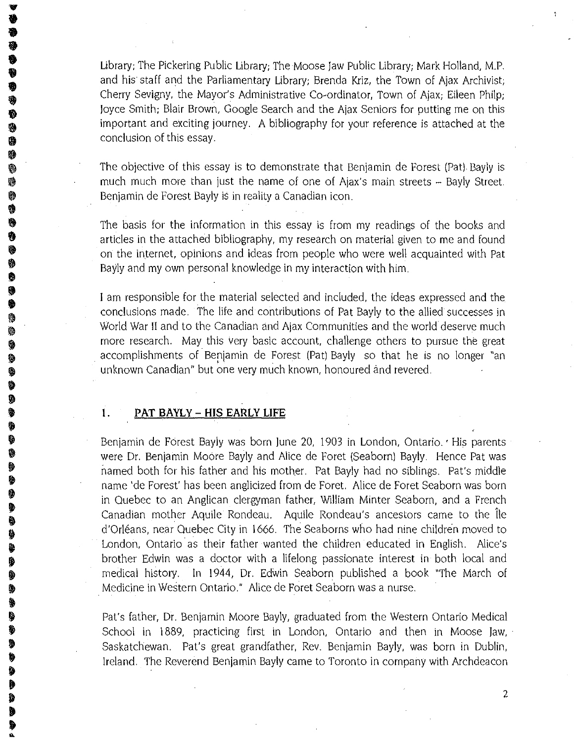Library; The Pickering Public Library; The Moose Jaw Public Library; Mark Holland, M.P. and his staff and the Parliamentary Library; Brenda Kriz, the Town of Ajax Archivist; Cherry Sevigny, the Mayor's Administrative Co-ordinator, Town of Ajax; Eileen Philp; Joyce Smith; Blair Brown, Google Search and the Ajax Seniors for putting me on this important and exciting journey. A bibliography for your reference is attached at the conclusion of this essay.

The objective of this essay is to demonstrate that Benjamin de Forest (Pat) Bayly is much much more than just the name of one of Ajax's main streets – Bayly Street. Benjamin de Forest Bayly is in reality a Canadian icon.

The basis for the information in this essay is from my readings of the books and articles in the attached bibliography, my research on material given to me and found on the internet, opinions and ideas from people who were well acquainted with Pat Bayly and my own personal knowledge in my interaction with him.

I am responsible for the material selected and included, the ideas expressed and the conclusions made. The life and contributions of Pat Bayly to the allied successes in World War II and to the Canadian and Ajax Communities and the world deserve much more research. May this very basic account, challenge others to pursue the great accomplishments of Benjamin de Forest (Pat) Bayly so that he is no longer "an unknown Canadian" but one very much known, honoured and revered.

## 1. PAT BAYLY – HIS EARLY LIFE

Benjamin de Forest Bayly was born June 20, 1903 in London, Ontario. His parents were Dr. Benjamin Moore Bayly and Alice de Foret (Seaborn) Bayly. Hence Pat was named both for his father and his mother. Pat Bayly had no siblings. Pat's middle name 'de Forest' has been anglicized from de Foret. Alice de Foret Seaborn was born in Quebec to an Anglican clergyman father, William Minter Seaborn, and a French Canadian mother Aquile Rondeau. Aquile Rondeau's ancestors came to the Île d'Orléans, near Quebec City in 1666. The Seaborns who had nine children moved to London, Ontario as their father wanted the children educated in English. Alice's brother Edwin was a doctor with a lifelong passionate interest in both local and medical history. In 1944, Dr. Edwin Seaborn published a book "The March of Medicine in Western Ontario." Alice de Foret Seaborn was a nurse.

Pat's father, Dr. Benjamin Moore Bayly, graduated from the Western Ontario Medical School in 1889, practicing first in London, Ontario and then in Moose Jaw, Saskatchewan. Pat's great grandfather, Rev. Benjamin Bayly, was born in Dublin, Ireland. The Reverend Benjamin Bayly came to Toronto in company with Archdeacon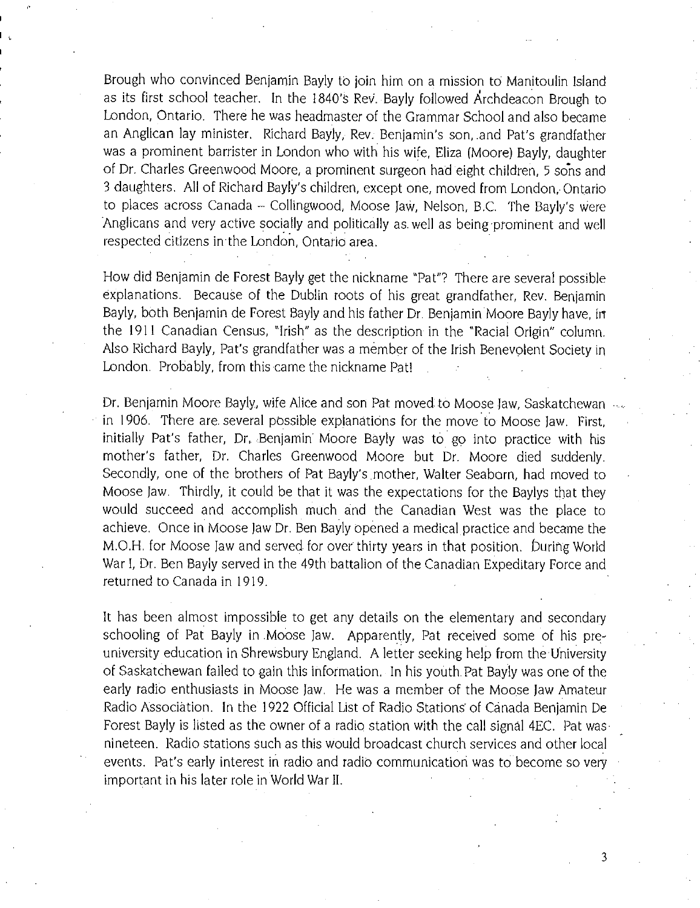Brough who convinced Benjamin Bayly to join him on a mission to Manitoulin Island as its first school teacher. In the 1840's Rev. Bayly followed Archdeacon Brough to London, Ontario. There he was headmaster of the Grammar School and also became an Anglican lay minister. Richard Bayly, Rev. Benjamin's son, and Pat's grandfather was a prominent barrister in London who with his wife, Eliza (Moore) Bayly, daughter of Dr. Charles Greenwood Moore, a prominent surgeon had eight children, 5 sons and 3 daughters. All of Richard Bayly's children, except one, moved from London, Ontario to places across Canada -- Collingwood, Moose Jaw, Nelson, B.C. The Bayly's were Anglicans and very active socially and politically as well as being prominent and well respected citizens in the London, Ontario area.

How did Benjamin de Forest Bayly get the nickname "Pat"? There are several possible explanations. Because of the Dublin roots of his great grandfather, Rev. Benjamin Bayly, both Benjamin de Forest Bayly and his father Dr. Benjamin Moore Bayly have, in the 1911 Canadian Census, "Irish" as the description in the "Racial Origin" column. Also Richard Bayly, Pat's grandfather was a member of the Irish Benevolent Society in London. Probably, from this came the nickname Pat!

Dr. Benjamin Moore Bayly, wife Alice and son Pat moved to Moose Jaw, Saskatchewan in 1906. There are several possible explanations for the move to Moose Jaw. First, initially Pat's father, Dr. Benjamin Moore Bayly was to go into practice with his mother's father, Dr. Charles Greenwood Moore but Dr. Moore died suddenly. Secondly, one of the brothers of Pat Bayly's mother, Walter Seaborn, had moved to Moose Jaw. Thirdly, it could be that it was the expectations for the Baylys that they would succeed and accomplish much and the Canadian West was the place to achieve. Once in Moose Jaw Dr. Ben Bayly opened a medical practice and became the M.O.H. for Moose Jaw and served for over thirty years in that position. During World War I, Dr. Ben Bayly served in the 49th battalion of the Canadian Expeditary Force and returned to Canada in 1919.

It has been almost impossible to get any details on the elementary and secondary schooling of Pat Bayly in Moose Jaw. Apparently, Pat received some of his pre-university education in Shrewsbury England. A letter seeking help from the University of Saskatchewan failed to gain this information. In his youth Pat Bayly was one of the early radio enthusiasts in Moose Jaw. He was a member of the Moose Jaw Amateur Radio Association. In the 1922 Official List of Radio Stations of Canada Benjamin De Forest Bayly is listed as the owner of a radio station with the call signal 4EC. Pat was nineteen. Radio stations such as this would broadcast church services and other local events. Pat's early interest in radio and radio communication was to become so very important in his later role in World War II.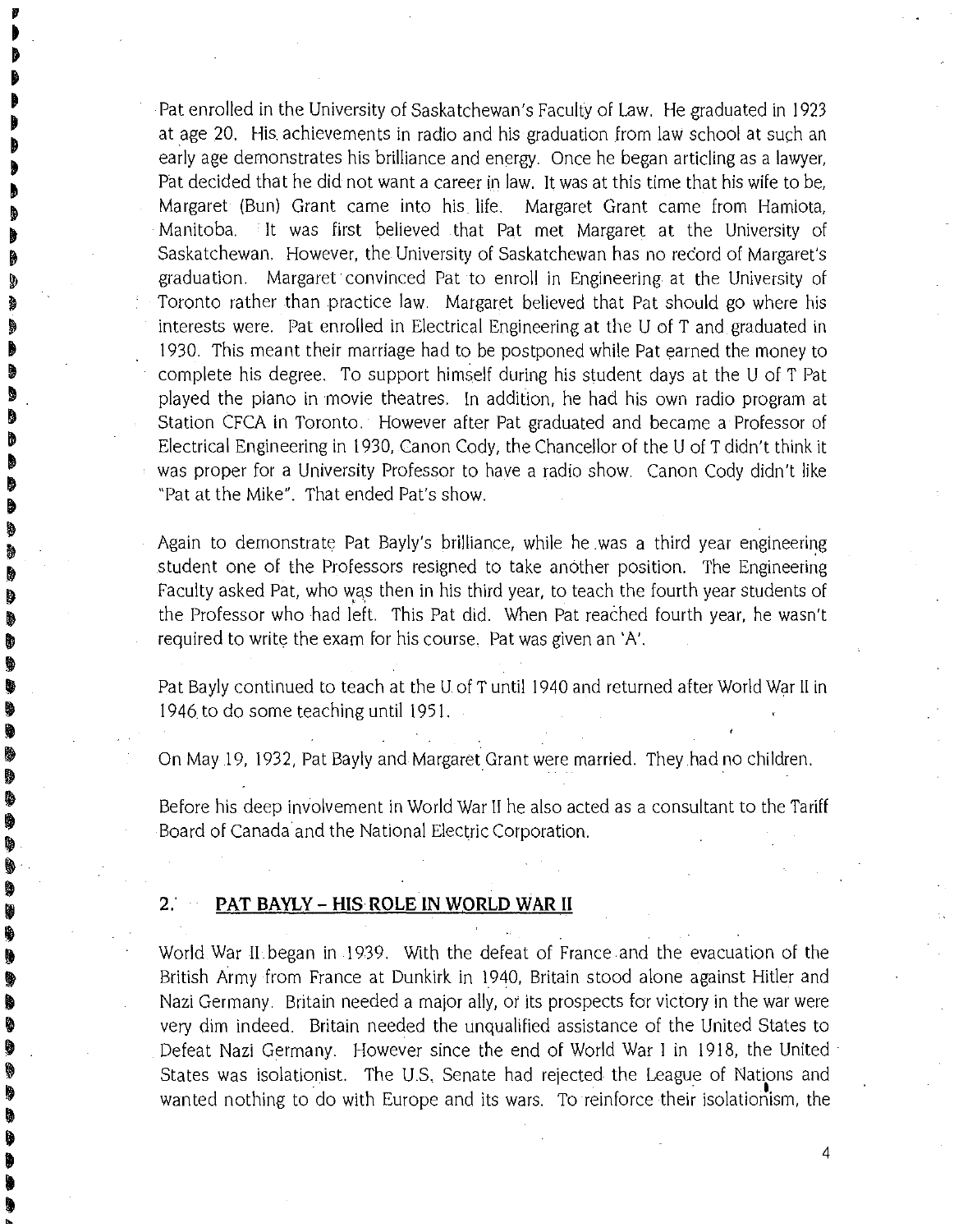Pat enrolled in the University of Saskatchewan's Faculty of Law. He graduated in 1923 at age 20. His achievements in radio and his graduation from law school at such an early age demonstrates his brilliance and energy. Once he began articling as a lawyer, Pat decided that he did not want a career in law. It was at this time that his wife to be, Margaret (Bun) Grant came into his life. Margaret Grant came from Hamiota, Manitoba. It was first believed that Pat met Margaret at the University of Saskatchewan. However, the University of Saskatchewan has no record of Margaret's graduation. Margaret convinced Pat to enroll in Engineering at the University of Toronto rather than practice law. Margaret believed that Pat should go where his interests were. Pat enrolled in Electrical Engineering at the U of T and graduated in 1930. This meant their marriage had to be postponed while Pat earned the money to complete his degree. To support himself during his student days at the U of T Pat played the piano in movie theatres. In addition, he had his own radio program at Station CFCA in Toronto. However after Pat graduated and became a Professor of Electrical Engineering in 1930, Canon Cody, the Chancellor of the U of T didn't think it was proper for a University Professor to have a radio show. Canon Cody didn't like "Pat at the Mike". That ended Pat's show.

Again to demonstrate Pat Bayly's brilliance, while he was a third year engineering student one of the Professors resigned to take another position. The Engineering Faculty asked Pat, who was then in his third year, to teach the fourth year students of the Professor who had left. This Pat did. When Pat reached fourth year, he wasn't required to write the exam for his course. Pat was given an 'A'.

Pat Bayly continued to teach at the U of T until 1940 and returned after World War II in 1946 to do some teaching until 1951.

On May 19, 1932, Pat Bayly and Margaret Grant were married. They had no children.

Before his deep involvement in World War II he also acted as a consultant to the Tariff Board of Canada and the National Electric Corporation.

## 2. PAT BAYLY – HIS ROLE IN WORLD WAR II

World War II began in 1939. With the defeat of France and the evacuation of the British Army from France at Dunkirk in 1940, Britain stood alone against Hitler and Nazi Germany. Britain needed a major ally, or its prospects for victory in the war were very dim indeed. Britain needed the unqualified assistance of the United States to Defeat Nazi Germany. However since the end of World War I in 1918, the United States was isolationist. The U.S. Senate had rejected the League of Nations and wanted nothing to do with Europe and its wars. To reinforce their isolationism, the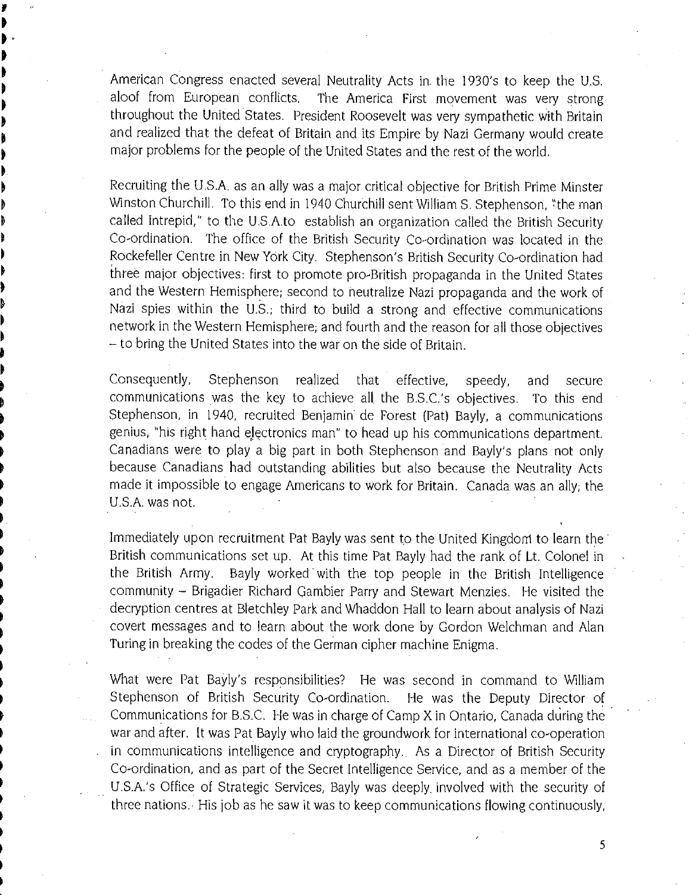American Congress enacted several Neutrality Acts in the 1930's to keep the U.S. aloof from European conflicts. The America First movement was very strong throughout the United States. President Roosevelt was very sympathetic with Britain and realized that the defeat of Britain and its Empire by Nazi Germany would create major problems for the people of the United States and the rest of the world.

Recruiting the U.S.A. as an ally was a major critical objective for British Prime Minster Winston Churchill. To this end in 1940 Churchill sent William S. Stephenson, "the man called Intrepid," to the U.S.A.to establish an organization called the British Security Co-ordination. The office of the British Security Co-ordination was located in the Rockefeller Centre in New York City. Stephenson's British Security Co-ordination had three major objectives: first to promote pro-British propaganda in the United States and the Western Hemisphere; second to neutralize Nazi propaganda and the work of Nazi spies within the U.S.; third to build a strong and effective communications network in the Western Hemisphere; and fourth and the reason for all those objectives – to bring the United States into the war on the side of Britain.

Consequently, Stephenson realized that effective, speedy, and secure communications was the key to achieve all the B.S.C.'s objectives. To this end Stephenson, in 1940, recruited Benjamin de Forest (Pat) Bayly, a communications genius, "his right hand electronics man" to head up his communications department. Canadians were to play a big part in both Stephenson and Bayly's plans not only because Canadians had outstanding abilities but also because the Neutrality Acts made it impossible to engage Americans to work for Britain. Canada was an ally; the U.S.A. was not.

Immediately upon recruitment Pat Bayly was sent to the United Kingdom to learn the British communications set up. At this time Pat Bayly had the rank of Lt. Colonel in the British Army. Bayly worked with the top people in the British Intelligence community – Brigadier Richard Gambier Parry and Stewart Menzies. He visited the decryption centres at Bletchley Park and Whaddon Hall to learn about analysis of Nazi covert messages and to learn about the work done by Gordon Welchman and Alan Turing in breaking the codes of the German cipher machine Enigma.

What were Pat Bayly's responsibilities? He was second in command to William Stephenson of British Security Co-ordination. He was the Deputy Director of Communications for B.S.C. He was in charge of Camp X in Ontario, Canada during the war and after. It was Pat Bayly who laid the groundwork for international co-operation in communications intelligence and cryptography. As a Director of British Security Co-ordination, and as part of the Secret Intelligence Service, and as a member of the U.S.A.'s Office of Strategic Services, Bayly was deeply involved with the security of three nations. His job as he saw it was to keep communications flowing continuously,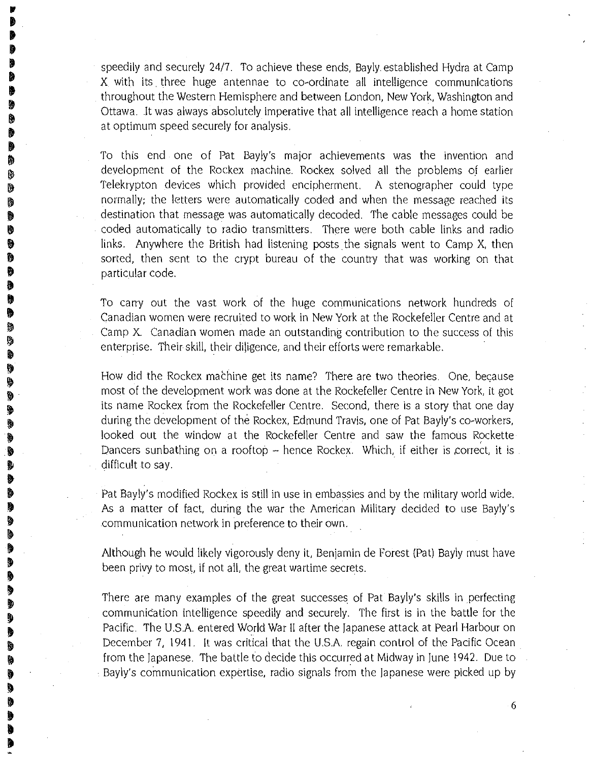speedily and securely 24/7. To achieve these ends, Bayly established Hydra at Camp X with its three huge antennae to co-ordinate all intelligence communications throughout the Western Hemisphere and between London, New York, Washington and Ottawa. It was always absolutely imperative that all intelligence reach a home station at optimum speed securely for analysis.

To this end one of Pat Bayly's major achievements was the invention and development of the Rockex machine. Rockex solved all the problems of earlier Telekrypton devices which provided encipherment. A stenographer could type normally; the letters were automatically coded and when the message reached its destination that message was automatically decoded. The cable messages could be coded automatically to radio transmitters. There were both cable links and radio links. Anywhere the British had listening posts the signals went to Camp X, then sorted, then sent to the crypt bureau of the country that was working on that particular code.

To carry out the vast work of the huge communications network hundreds of Canadian women were recruited to work in New York at the Rockefeller Centre and at Camp X. Canadian women made an outstanding contribution to the success of this enterprise. Their skill, their diligence, and their efforts were remarkable.

How did the Rockex machine get its name? There are two theories. One, because most of the development work was done at the Rockefeller Centre in New York, it got its name Rockex from the Rockefeller Centre. Second, there is a story that one day during the development of the Rockex, Edmund Travis, one of Pat Bayly's co-workers, looked out the window at the Rockefeller Centre and saw the famous Rockette Dancers sunbathing on a rooftop – hence Rockex. Which, if either is correct, it is difficult to say.

Pat Bayly's modified Rockex is still in use in embassies and by the military world wide. As a matter of fact, during the war the American Military decided to use Bayly's communication network in preference to their own.

Although he would likely vigorously deny it, Benjamin de Forest (Pat) Bayly must have been privy to most, if not all, the great wartime secrets.

There are many examples of the great successes of Pat Bayly's skills in perfecting communication intelligence speedily and securely. The first is in the battle for the Pacific. The U.S.A. entered World War II after the Japanese attack at Pearl Harbour on December 7, 1941. It was critical that the U.S.A. regain control of the Pacific Ocean from the Japanese. The battle to decide this occurred at Midway in June 1942. Due to Bayly's communication expertise, radio signals from the Japanese were picked up by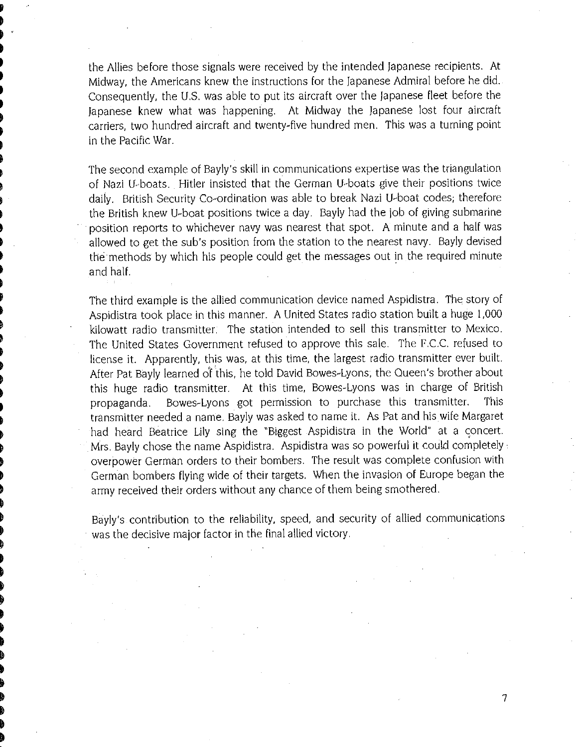the Allies before those signals were received by the intended Japanese recipients. At Midway, the Americans knew the instructions for the Japanese Admiral before he did. Consequently, the U.S. was able to put its aircraft over the Japanese fleet before the Japanese knew what was happening. At Midway the Japanese lost four aircraft carriers, two hundred aircraft and twenty-five hundred men. This was a turning point in the Pacific War.

The second example of Bayly's skill in communications expertise was the triangulation of Nazi U-boats. Hitler insisted that the German U-boats give their positions twice daily. British Security Co-ordination was able to break Nazi U-boat codes; therefore the British knew U-boat positions twice a day. Bayly had the job of giving submarine position reports to whichever navy was nearest that spot. A minute and a half was allowed to get the sub's position from the station to the nearest navy. Bayly devised the methods by which his people could get the messages out in the required minute and half.

The third example is the allied communication device named Aspidistra. The story of Aspidistra took place in this manner. A United States radio station built a huge 1,000 kilowatt radio transmitter. The station intended to sell this transmitter to Mexico. The United States Government refused to approve this sale. The F.C.C. refused to license it. Apparently, this was, at this time, the largest radio transmitter ever built. After Pat Bayly learned of this, he told David Bowes-Lyons, the Queen's brother about this huge radio transmitter. At this time, Bowes-Lyons was in charge of British propaganda. Bowes-Lyons got permission to purchase this transmitter. This transmitter needed a name. Bayly was asked to name it. As Pat and his wife Margaret had heard Beatrice Lily sing the "Biggest Aspidistra in the World" at a concert. Mrs. Bayly chose the name Aspidistra. Aspidistra was so powerful it could completely overpower German orders to their bombers. The result was complete confusion with German bombers flying wide of their targets. When the invasion of Europe began the army received their orders without any chance of them being smothered.

Bayly's contribution to the reliability, speed, and security of allied communications was the decisive major factor in the final allied victory.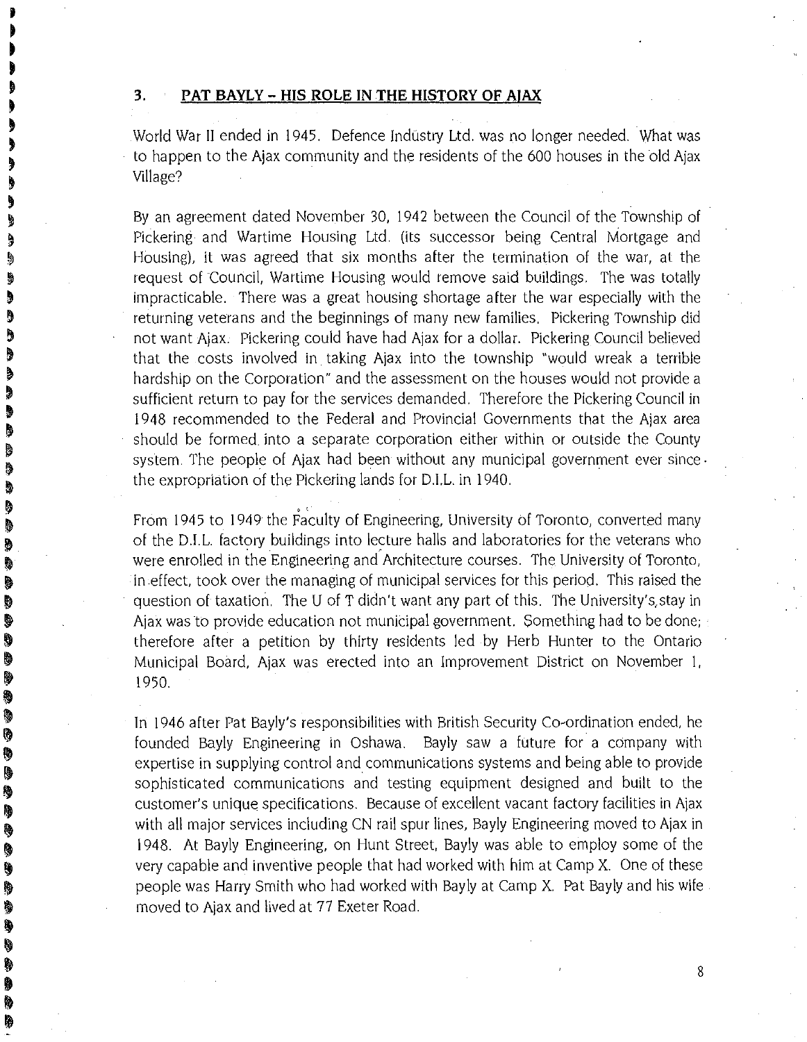## 3. PAT BAYLY – HIS ROLE IN THE HISTORY OF AJAX

World War II ended in 1945. Defence Industry Ltd. was no longer needed. What was to happen to the Ajax community and the residents of the 600 houses in the old Ajax Village?

By an agreement dated November 30, 1942 between the Council of the Township of Pickering and Wartime Housing Ltd. (its successor being Central Mortgage and Housing), it was agreed that six months after the termination of the war, at the request of Council, Wartime Housing would remove said buildings. The was totally impracticable. There was a great housing shortage after the war especially with the returning veterans and the beginnings of many new families. Pickering Township did not want Ajax. Pickering could have had Ajax for a dollar. Pickering Council believed that the costs involved in taking Ajax into the township "would wreak a terrible hardship on the Corporation" and the assessment on the houses would not provide a sufficient return to pay for the services demanded. Therefore the Pickering Council in 1948 recommended to the Federal and Provincial Governments that the Ajax area should be formed into a separate corporation either within or outside the County system. The people of Ajax had been without any municipal government ever since the expropriation of the Pickering lands for D.I.L. in 1940.

From 1945 to 1949 the Faculty of Engineering, University of Toronto, converted many of the D.I.L. factory buildings into lecture halls and laboratories for the veterans who were enrolled in the Engineering and Architecture courses. The University of Toronto, in effect, took over the managing of municipal services for this period. This raised the question of taxation. The U of T didn't want any part of this. The University's stay in Ajax was to provide education not municipal government. Something had to be done; therefore after a petition by thirty residents led by Herb Hunter to the Ontario Municipal Board, Ajax was erected into an Improvement District on November 1, 1950.

In 1946 after Pat Bayly's responsibilities with British Security Co-ordination ended, he founded Bayly Engineering in Oshawa. Bayly saw a future for a company with expertise in supplying control and communications systems and being able to provide sophisticated communications and testing equipment designed and built to the customer's unique specifications. Because of excellent vacant factory facilities in Ajax with all major services including CN rail spur lines, Bayly Engineering moved to Ajax in 1948. At Bayly Engineering, on Hunt Street, Bayly was able to employ some of the very capable and inventive people that had worked with him at Camp X. One of these people was Harry Smith who had worked with Bayly at Camp X. Pat Bayly and his wife moved to Ajax and lived at 77 Exeter Road.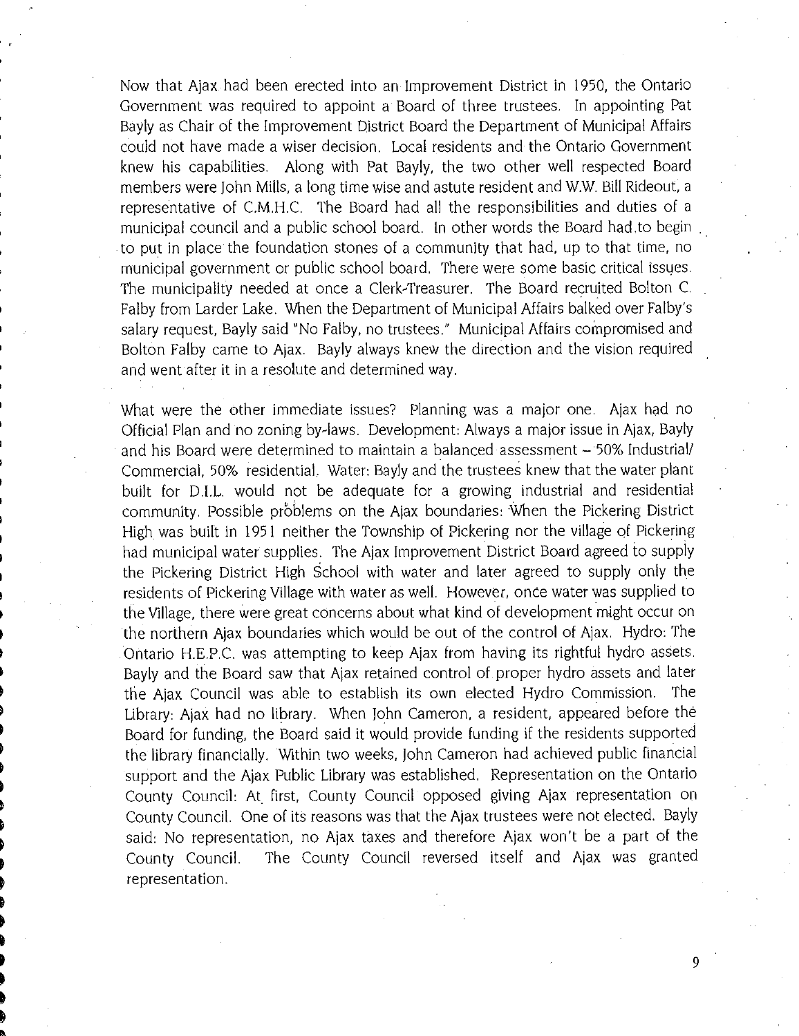Now that Ajax had been erected into an Improvement District in 1950, the Ontario Government was required to appoint a Board of three trustees. In appointing Pat Bayly as Chair of the Improvement District Board the Department of Municipal Affairs could not have made a wiser decision. Local residents and the Ontario Government knew his capabilities. Along with Pat Bayly, the two other well respected Board members were John Mills, a long time wise and astute resident and W.W. Bill Rideout, a representative of C.M.H.C. The Board had all the responsibilities and duties of a municipal council and a public school board. In other words the Board had to begin to put in place the foundation stones of a community that had, up to that time, no municipal government or public school board. There were some basic critical issues. The municipality needed at once a Clerk-Treasurer. The Board recruited Bolton C. Falby from Larder Lake. When the Department of Municipal Affairs balked over Falby's salary request, Bayly said "No Falby, no trustees." Municipal Affairs compromised and Bolton Falby came to Ajax. Bayly always knew the direction and the vision required and went after it in a resolute and determined way.

What were the other immediate issues? Planning was a major one. Ajax had no Official Plan and no zoning by-laws. Development: Always a major issue in Ajax, Bayly and his Board were determined to maintain a balanced assessment – 50% Industrial/ Commercial, 50% residential. Water: Bayly and the trustees knew that the water plant built for D.I.L. would not be adequate for a growing industrial and residential community. Possible problems on the Ajax boundaries: When the Pickering District High was built in 1951 neither the Township of Pickering nor the village of Pickering had municipal water supplies. The Ajax Improvement District Board agreed to supply the Pickering District High School with water and later agreed to supply only the residents of Pickering Village with water as well. However, once water was supplied to the Village, there were great concerns about what kind of development might occur on the northern Ajax boundaries which would be out of the control of Ajax. Hydro: The Ontario H.E.P.C. was attempting to keep Ajax from having its rightful hydro assets. Bayly and the Board saw that Ajax retained control of proper hydro assets and later the Ajax Council was able to establish its own elected Hydro Commission. The Library: Ajax had no library. When John Cameron, a resident, appeared before the Board for funding, the Board said it would provide funding if the residents supported the library financially. Within two weeks, John Cameron had achieved public financial support and the Ajax Public Library was established. Representation on the Ontario County Council: At first, County Council opposed giving Ajax representation on County Council. One of its reasons was that the Ajax trustees were not elected. Bayly said: No representation, no Ajax taxes and therefore Ajax won't be a part of the County Council. The County Council reversed itself and Ajax was granted representation.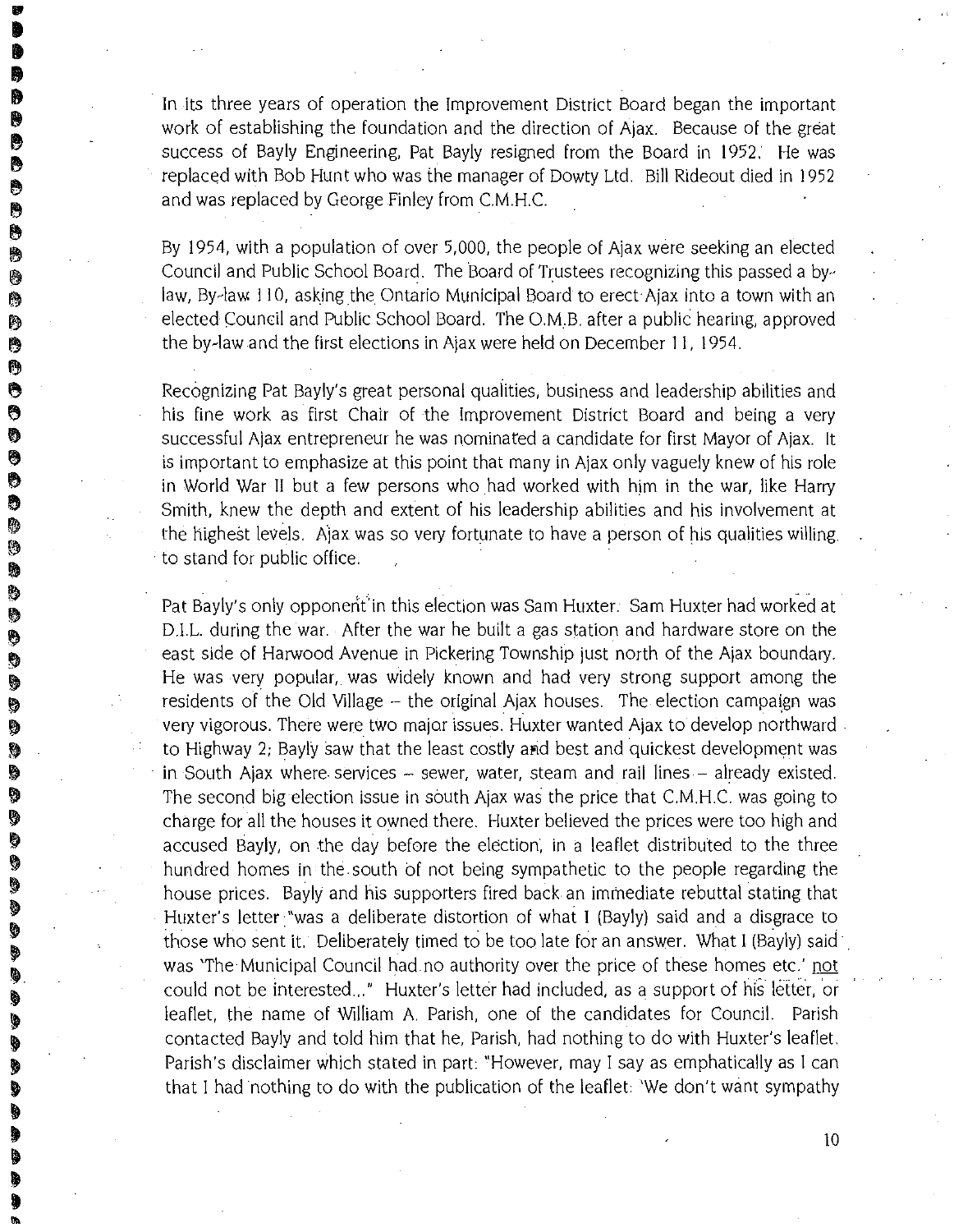In its three years of operation the Improvement District Board began the important work of establishing the foundation and the direction of Ajax. Because of the great success of Bayly Engineering, Pat Bayly resigned from the Board in 1952. He was replaced with Bob Hunt who was the manager of Dowty Ltd. Bill Rideout died in 1952 and was replaced by George Finley from C.M.H.C.

By 1954, with a population of over 5,000, the people of Ajax were seeking an elected Council and Public School Board. The Board of Trustees recognizing this passed a by-law, By-law 110, asking the Ontario Municipal Board to erect Ajax into a town with an elected Council and Public School Board. The O.M.B. after a public hearing, approved the by-law and the first elections in Ajax were held on December 11, 1954.

Recognizing Pat Bayly's great personal qualities, business and leadership abilities and his fine work as first Chair of the Improvement District Board and being a very successful Ajax entrepreneur he was nominated a candidate for first Mayor of Ajax. It is important to emphasize at this point that many in Ajax only vaguely knew of his role in World War II but a few persons who had worked with him in the war, like Harry Smith, knew the depth and extent of his leadership abilities and his involvement at the highest levels. Ajax was so very fortunate to have a person of his qualities willing to stand for public office.

Pat Bayly's only opponent in this election was Sam Huxter. Sam Huxter had worked at D.I.L. during the war. After the war he built a gas station and hardware store on the east side of Harwood Avenue in Pickering Township just north of the Ajax boundary. He was very popular, was widely known and had very strong support among the residents of the Old Village – the original Ajax houses. The election campaign was very vigorous. There were two major issues. Huxter wanted Ajax to develop northward to Highway 2; Bayly saw that the least costly and best and quickest development was in South Ajax where services – sewer, water, steam and rail lines – already existed. The second big election issue in south Ajax was the price that C.M.H.C. was going to charge for all the houses it owned there. Huxter believed the prices were too high and accused Bayly, on the day before the election, in a leaflet distributed to the three hundred homes in the south of not being sympathetic to the people regarding the house prices. Bayly and his supporters fired back an immediate rebuttal stating that Huxter's letter "was a deliberate distortion of what I (Bayly) said and a disgrace to those who sent it. Deliberately timed to be too late for an answer. What I (Bayly) said was 'The Municipal Council had no authority over the price of these homes etc.' not could not be interested..." Huxter's letter had included, as a support of his letter, or leaflet, the name of William A. Parish, one of the candidates for Council. Parish contacted Bayly and told him that he, Parish, had nothing to do with Huxter's leaflet. Parish's disclaimer which stated in part: "However, may I say as emphatically as I can that I had nothing to do with the publication of the leaflet: 'We don't want sympathy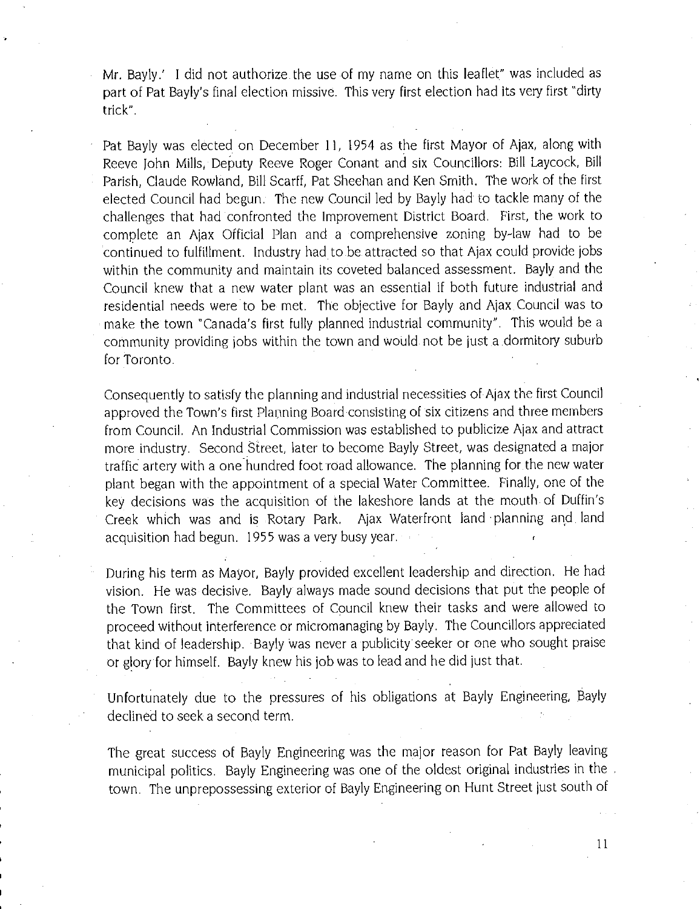Mr. Bayly.' I did not authorize the use of my name on this leaflet" was included as part of Pat Bayly's final election missive. This very first election had its very first "dirty trick".

Pat Bayly was elected on December 11, 1954 as the first Mayor of Ajax, along with Reeve John Mills, Deputy Reeve Roger Conant and six Councillors: Bill Laycock, Bill Parish, Claude Rowland, Bill Scarff, Pat Sheehan and Ken Smith. The work of the first elected Council had begun. The new Council led by Bayly had to tackle many of the challenges that had confronted the Improvement District Board. First, the work to complete an Ajax Official Plan and a comprehensive zoning by-law had to be continued to fulfillment. Industry had to be attracted so that Ajax could provide jobs within the community and maintain its coveted balanced assessment. Bayly and the Council knew that a new water plant was an essential if both future industrial and residential needs were to be met. The objective for Bayly and Ajax Council was to make the town "Canada's first fully planned industrial community". This would be a community providing jobs within the town and would not be just a dormitory suburb for Toronto.

Consequently to satisfy the planning and industrial necessities of Ajax the first Council approved the Town's first Planning Board consisting of six citizens and three members from Council. An Industrial Commission was established to publicize Ajax and attract more industry. Second Street, later to become Bayly Street, was designated a major traffic artery with a one hundred foot road allowance. The planning for the new water plant began with the appointment of a special Water Committee. Finally, one of the key decisions was the acquisition of the lakeshore lands at the mouth of Duffin's Creek which was and is Rotary Park. Ajax Waterfront land planning and land acquisition had begun. 1955 was a very busy year.

During his term as Mayor, Bayly provided excellent leadership and direction. He had vision. He was decisive. Bayly always made sound decisions that put the people of the Town first. The Committees of Council knew their tasks and were allowed to proceed without interference or micromanaging by Bayly. The Councillors appreciated that kind of leadership. Bayly was never a publicity seeker or one who sought praise or glory for himself. Bayly knew his job was to lead and he did just that.

Unfortunately due to the pressures of his obligations at Bayly Engineering, Bayly declined to seek a second term.

The great success of Bayly Engineering was the major reason for Pat Bayly leaving municipal politics. Bayly Engineering was one of the oldest original industries in the town. The unprepossessing exterior of Bayly Engineering on Hunt Street just south of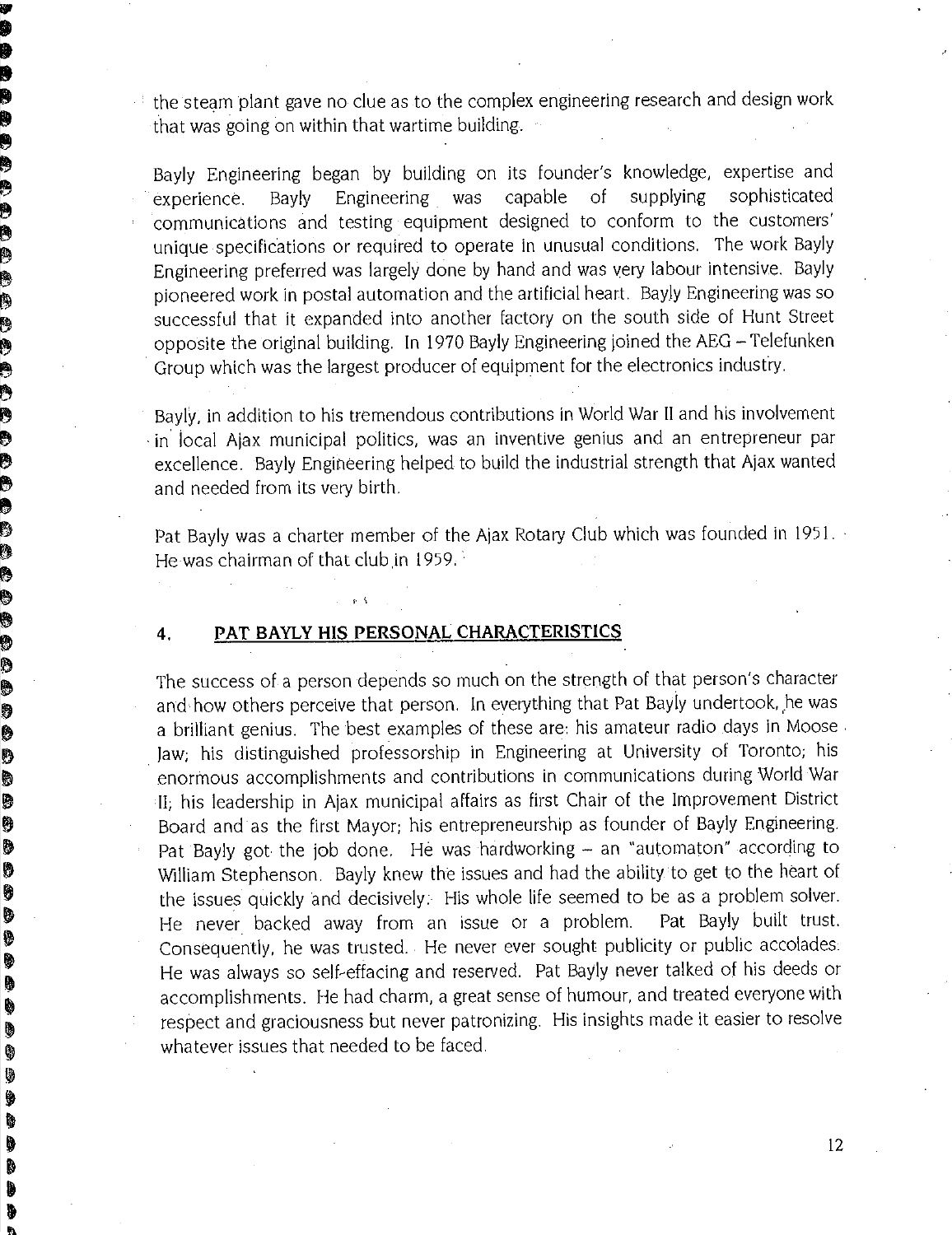the steam plant gave no clue as to the complex engineering research and design work that was going on within that wartime building.

Bayly Engineering began by building on its founder's knowledge, expertise and experience. Bayly Engineering was capable of supplying sophisticated communications and testing equipment designed to conform to the customers' unique specifications or required to operate in unusual conditions. The work Bayly Engineering preferred was largely done by hand and was very labour intensive. Bayly pioneered work in postal automation and the artificial heart. Bayly Engineering was so successful that it expanded into another factory on the south side of Hunt Street opposite the original building. In 1970 Bayly Engineering joined the AEG – Telefunken Group which was the largest producer of equipment for the electronics industry.

Bayly, in addition to his tremendous contributions in World War II and his involvement in local Ajax municipal politics, was an inventive genius and an entrepreneur par excellence. Bayly Engineering helped to build the industrial strength that Ajax wanted and needed from its very birth.

Pat Bayly was a charter member of the Ajax Rotary Club which was founded in 1951. He was chairman of that club in 1959.

## 4. PAT BAYLY HIS PERSONAL CHARACTERISTICS

The success of a person depends so much on the strength of that person's character and how others perceive that person. In everything that Pat Bayly undertook, he was a brilliant genius. The best examples of these are: his amateur radio days in Moose Jaw; his distinguished professorship in Engineering at University of Toronto; his enormous accomplishments and contributions in communications during World War II; his leadership in Ajax municipal affairs as first Chair of the Improvement District Board and as the first Mayor; his entrepreneurship as founder of Bayly Engineering. Pat Bayly got the job done. He was hardworking – an "automaton" according to William Stephenson. Bayly knew the issues and had the ability to get to the heart of the issues quickly and decisively. His whole life seemed to be as a problem solver. He never backed away from an issue or a problem. Pat Bayly built trust. Consequently, he was trusted. He never ever sought publicity or public accolades. He was always so self-effacing and reserved. Pat Bayly never talked of his deeds or accomplishments. He had charm, a great sense of humour, and treated everyone with respect and graciousness but never patronizing. His insights made it easier to resolve whatever issues that needed to be faced.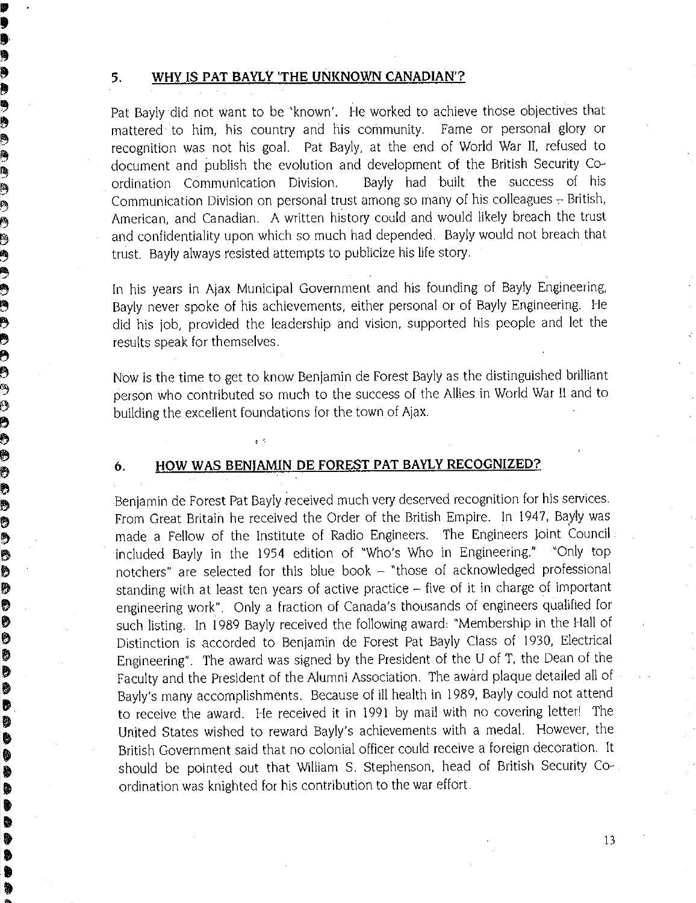## 5. WHY IS PAT BAYLY 'THE UNKNOWN CANADIAN'?

Pat Bayly did not want to be 'known'. He worked to achieve those objectives that mattered to him, his country and his community. Fame or personal glory or recognition was not his goal. Pat Bayly, at the end of World War II, refused to document and publish the evolution and development of the British Security Co-ordination Communication Division. Bayly had built the success of his Communication Division on personal trust among so many of his colleagues – British, American, and Canadian. A written history could and would likely breach the trust and confidentiality upon which so much had depended. Bayly would not breach that trust. Bayly always resisted attempts to publicize his life story.

In his years in Ajax Municipal Government and his founding of Bayly Engineering, Bayly never spoke of his achievements, either personal or of Bayly Engineering. He did his job, provided the leadership and vision, supported his people and let the results speak for themselves.

Now is the time to get to know Benjamin de Forest Bayly as the distinguished brilliant person who contributed so much to the success of the Allies in World War II and to building the excellent foundations for the town of Ajax.

## 6. HOW WAS BENJAMIN DE FOREST PAT BAYLY RECOGNIZED?

Benjamin de Forest Pat Bayly received much very deserved recognition for his services. From Great Britain he received the Order of the British Empire. In 1947, Bayly was made a Fellow of the Institute of Radio Engineers. The Engineers Joint Council included Bayly in the 1954 edition of "Who's Who in Engineering." "Only top notchers" are selected for this blue book – "those of acknowledged professional standing with at least ten years of active practice – five of it in charge of important engineering work". Only a fraction of Canada's thousands of engineers qualified for such listing. In 1989 Bayly received the following award: "Membership in the Hall of Distinction is accorded to Benjamin de Forest Pat Bayly Class of 1930, Electrical Engineering". The award was signed by the President of the U of T, the Dean of the Faculty and the President of the Alumni Association. The award plaque detailed all of Bayly's many accomplishments. Because of ill health in 1989, Bayly could not attend to receive the award. He received it in 1991 by mail with no covering letter! The United States wished to reward Bayly's achievements with a medal. However, the British Government said that no colonial officer could receive a foreign decoration. It should be pointed out that William S. Stephenson, head of British Security Co-ordination was knighted for his contribution to the war effort.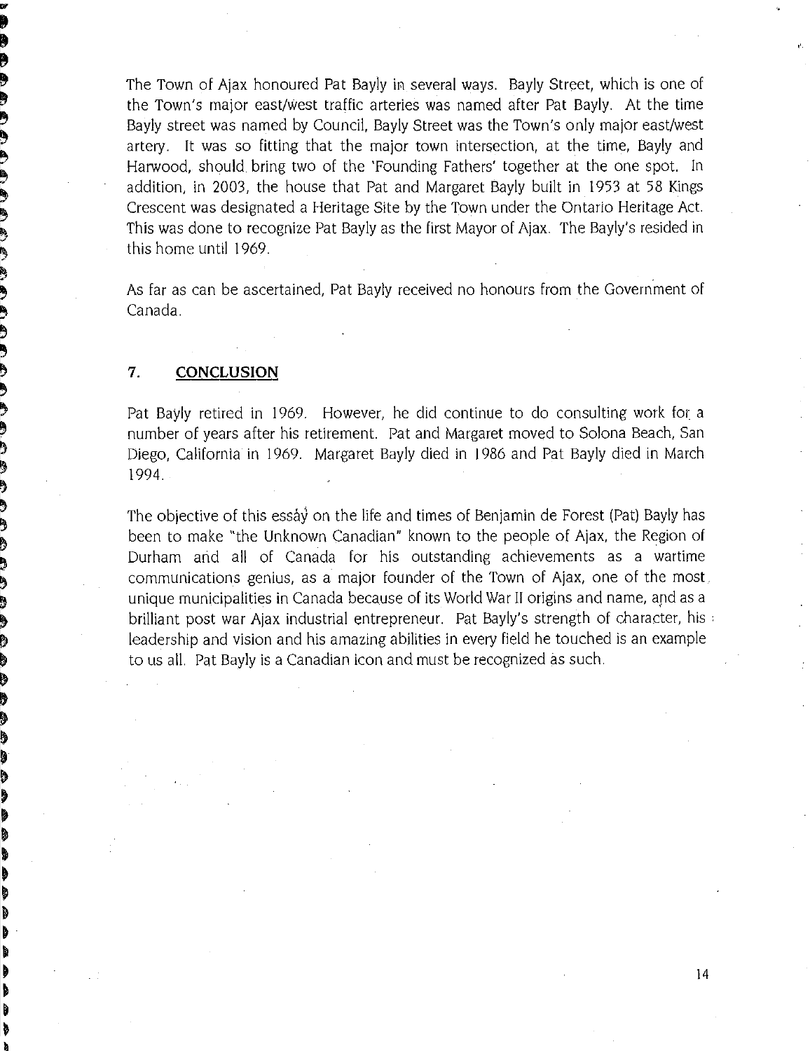The Town of Ajax honoured Pat Bayly in several ways. Bayly Street, which is one of the Town's major east/west traffic arteries was named after Pat Bayly. At the time Bayly street was named by Council, Bayly Street was the Town's only major east/west artery. It was so fitting that the major town intersection, at the time, Bayly and Harwood, should bring two of the 'Founding Fathers' together at the one spot. In addition, in 2003, the house that Pat and Margaret Bayly built in 1953 at 58 Kings Crescent was designated a Heritage Site by the Town under the Ontario Heritage Act. This was done to recognize Pat Bayly as the first Mayor of Ajax. The Bayly's resided in this home until 1969.

As far as can be ascertained, Pat Bayly received no honours from the Government of Canada.

## 7. CONCLUSION

Pat Bayly retired in 1969. However, he did continue to do consulting work for a number of years after his retirement. Pat and Margaret moved to Solona Beach, San Diego, California in 1969. Margaret Bayly died in 1986 and Pat Bayly died in March 1994.

The objective of this essay on the life and times of Benjamin de Forest (Pat) Bayly has been to make "the Unknown Canadian" known to the people of Ajax, the Region of Durham and all of Canada for his outstanding achievements as a wartime communications genius, as a major founder of the Town of Ajax, one of the most unique municipalities in Canada because of its World War II origins and name, and as a brilliant post war Ajax industrial entrepreneur. Pat Bayly's strength of character, his leadership and vision and his amazing abilities in every field he touched is an example to us all. Pat Bayly is a Canadian icon and must be recognized as such.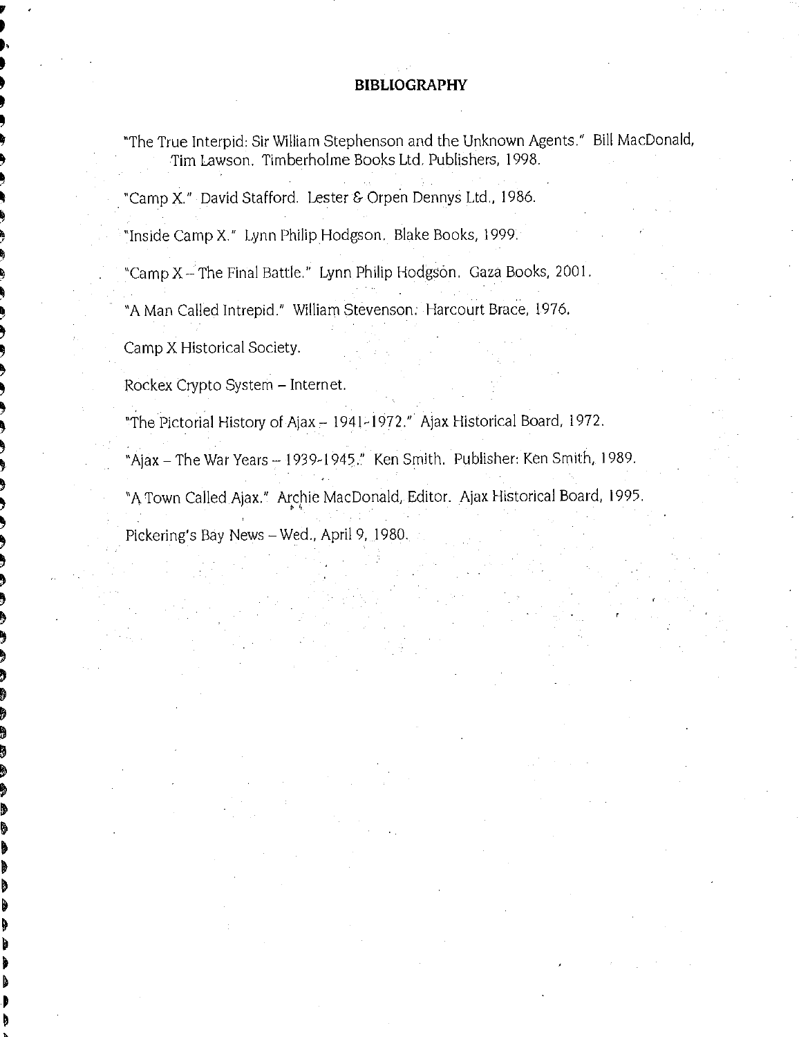# BIBLIOGRAPHY

"The True Interpid: Sir William Stephenson and the Unknown Agents." Bill MacDonald, Tim Lawson. Timberholme Books Ltd. Publishers, 1998.

"Camp X." David Stafford. Lester & Orpen Dennys Ltd., 1986.

"Inside Camp X." Lynn Philip Hodgson. Blake Books, 1999.

"Camp X – The Final Battle." Lynn Philip Hodgson. Gaza Books, 2001.

"A Man Called Intrepid." William Stevenson. Harcourt Brace, 1976.

Camp X Historical Society.

Rockex Crypto System – Internet.

"The Pictorial History of Ajax – 1941-1972." Ajax Historical Board, 1972.

"Ajax – The War Years – 1939-1945." Ken Smith. Publisher: Ken Smith, 1989.

"A Town Called Ajax." Archie MacDonald, Editor. Ajax Historical Board, 1995.

Pickering's Bay News – Wed., April 9, 1980.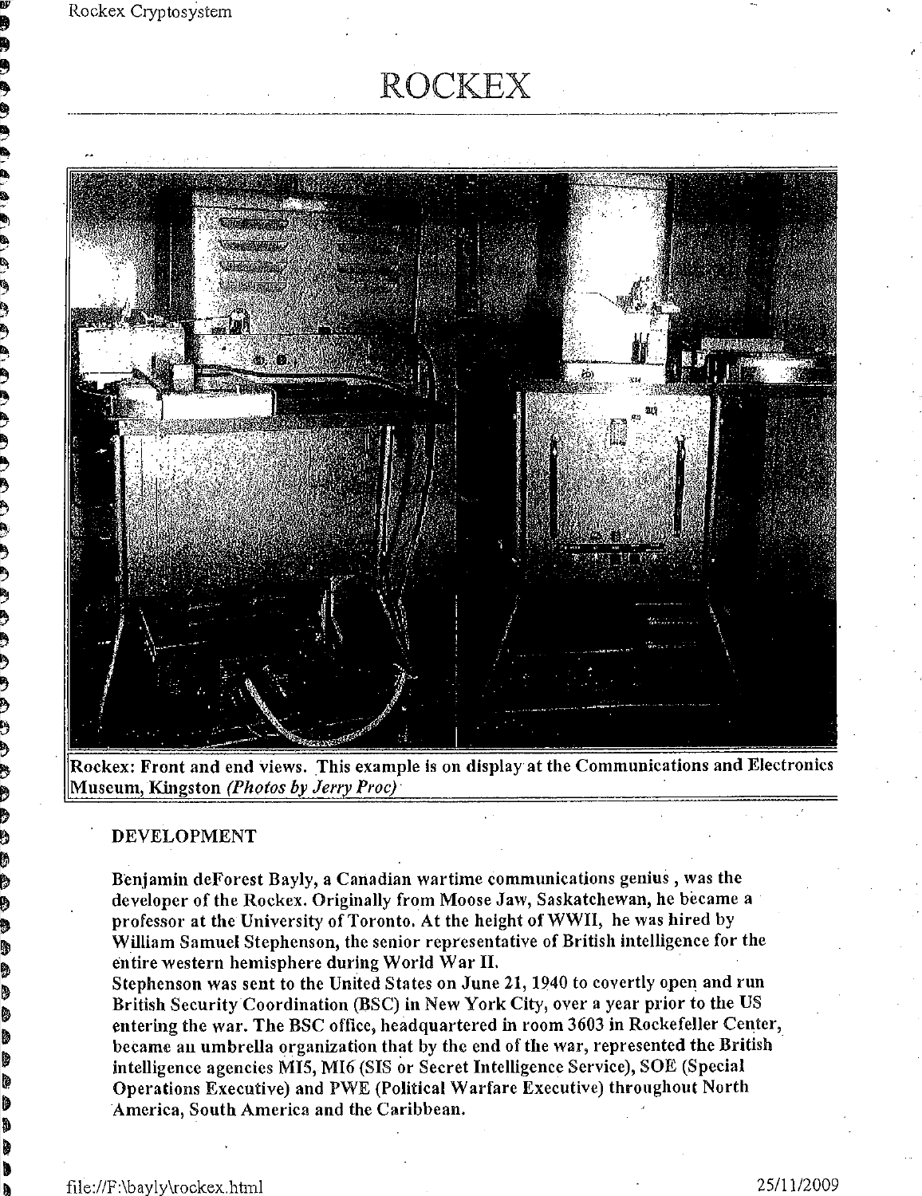# ROCKEX

**Rockex: Front and end views. This example is on display at the Communications and Electronics Museum, Kingston** ***(Photos by Jerry Proc)***

**DEVELOPMENT**

**Benjamin deForest Bayly, a Canadian wartime communications genius , was the developer of the Rockex. Originally from Moose Jaw, Saskatchewan, he became a professor at the University of Toronto. At the height of WWII, he was hired by William Samuel Stephenson, the senior representative of British intelligence for the entire western hemisphere during World War II.**
**Stephenson was sent to the United States on June 21, 1940 to covertly open and run British Security Coordination (BSC) in New York City, over a year prior to the US entering the war. The BSC office, headquartered in room 3603 in Rockefeller Center, became an umbrella organization that by the end of the war, represented the British intelligence agencies MI5, MI6 (SIS or Secret Intelligence Service), SOE (Special Operations Executive) and PWE (Political Warfare Executive) throughout North America, South America and the Caribbean.**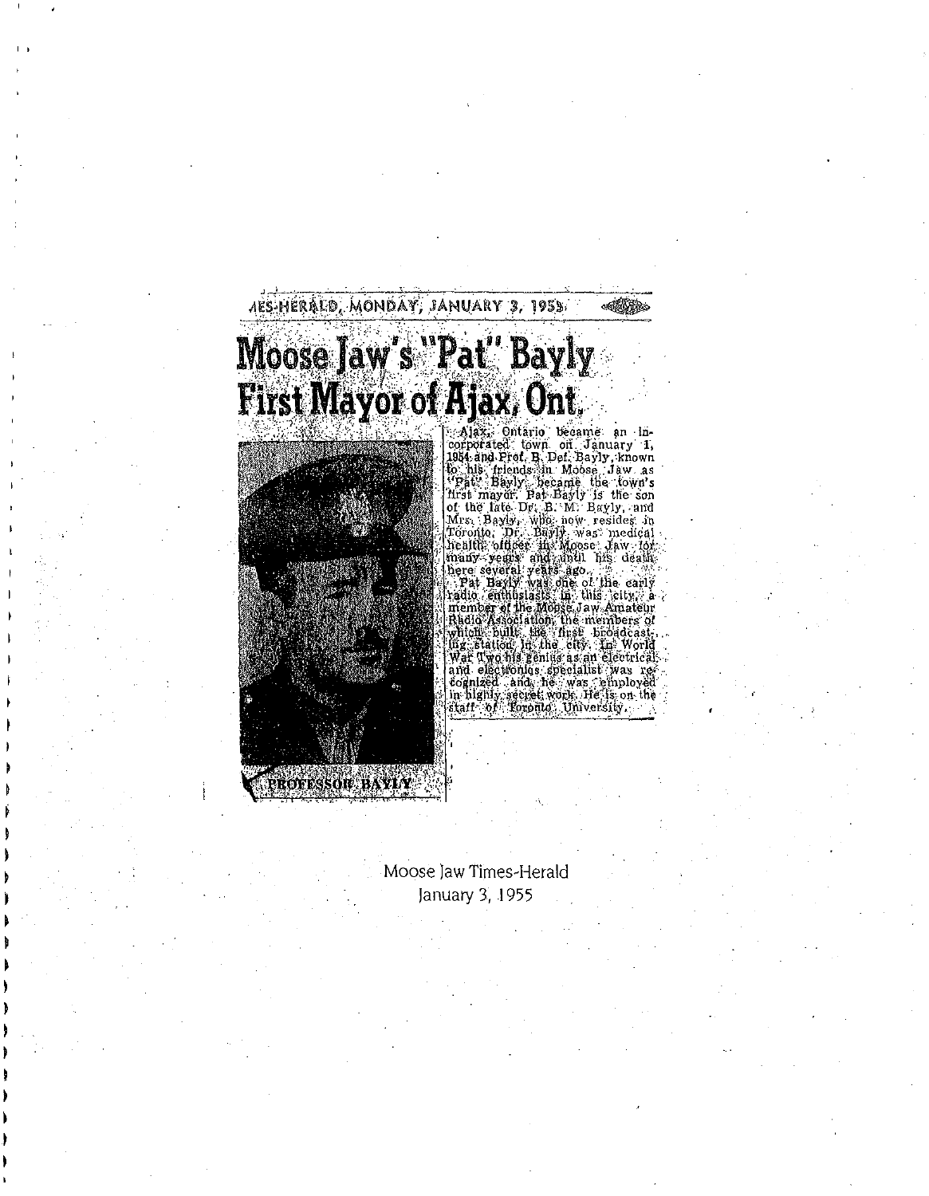AES-HERALD, MONDAY, JANUARY 3, 1955

# Moose Jaw's "Pat" Bayly First Mayor of Ajax, Ont.

PROFESSOR BAYLY

Ajax, Ontario became an incorporated town on January 1, 1954 and Prof. B. DeF. Bayly, known to his friends in Moose Jaw as "Pat" Bayly, became the town's first mayor. Pat Bayly is the son of the late Dr. B. M. Bayly, and Mrs. Bayly, who now resides in Toronto. Dr. Bayly was medical health officer in Moose Jaw for many years and until his death here several years ago.

Pat Bayly was one of the early radio enthusiasts in this city, a member of the Moose Jaw Amateur Radio Association, the members of which built the first broadcasting station in the city. In World War Two his genius as an electrical and electronics specialist was recognized and he was employed in highly secret work. He is on the staff of Toronto University.

Moose Jaw Times-Herald
January 3, 1955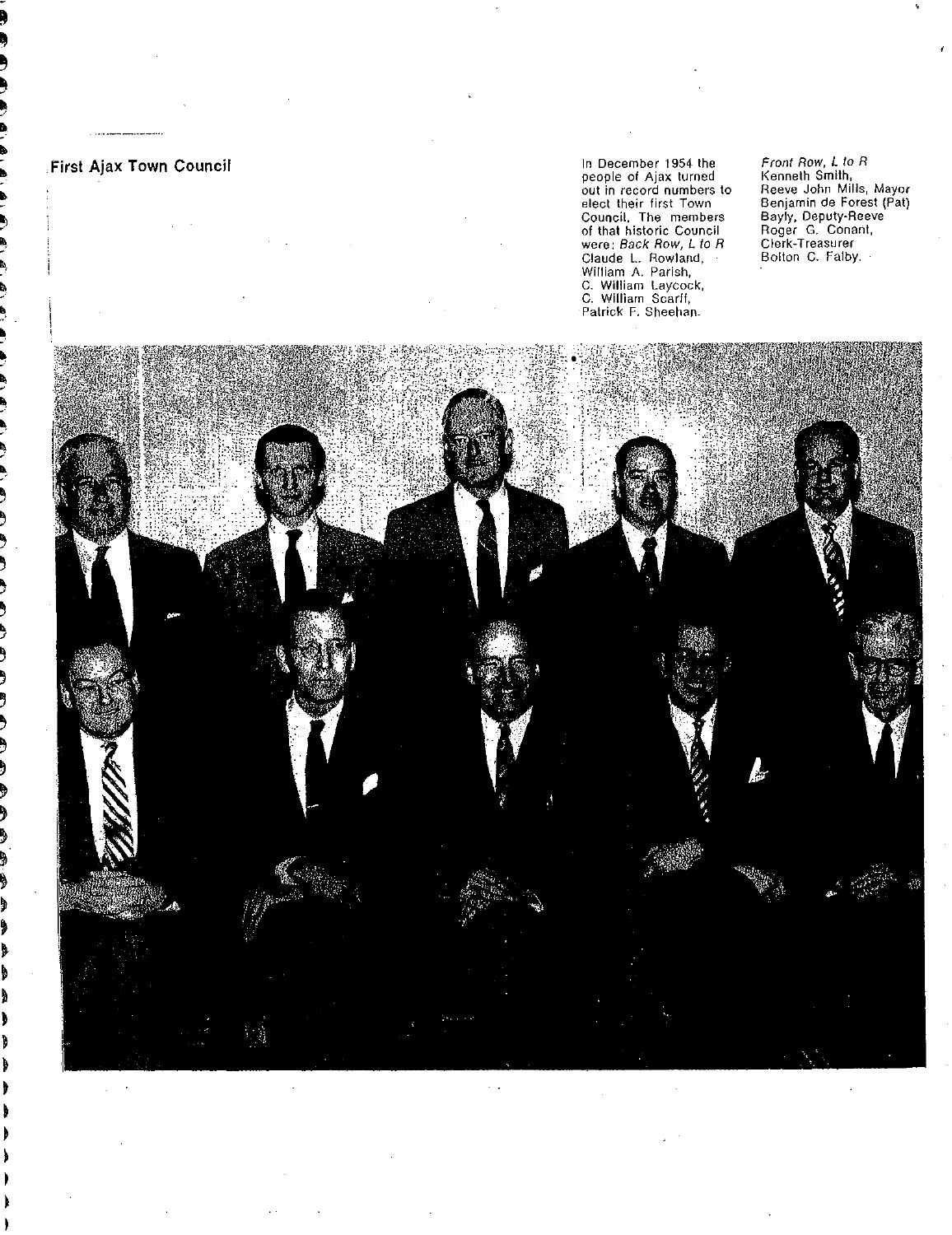## First Ajax Town Council

In December 1954 the people of Ajax turned out in record numbers to elect their first Town Council. The members of that historic Council were: *Back Row, L to R* Claude L. Rowland, William A. Parish, C. William Laycock, C. William Scarff, Patrick F. Sheehan.

*Front Row, L to R* Kenneth Smith, Reeve John Mills, Mayor Benjamin de Forest (Pat) Bayly, Deputy-Reeve Roger G. Conant, Clerk-Treasurer Bolton C. Falby.